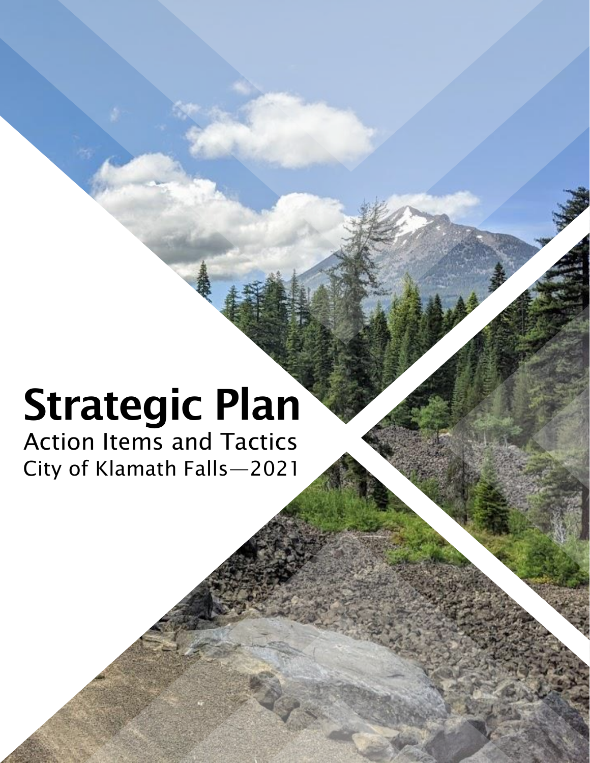# Strategic Plan

Action Items and Tactics

City of Klamath Falls—2021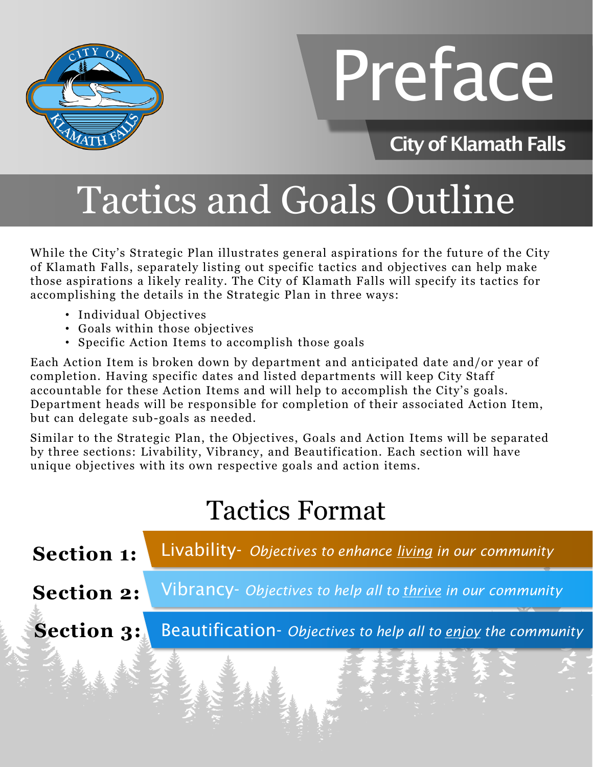# Preface

**City of Klamath Falls**

# Tactics and Goals Outline

While the City's Strategic Plan illustrates general aspirations for the future of the City of Klamath Falls, separately listing out specific tactics and objectives can help make those aspirations a likely reality. The City of Klamath Falls will specify its tactics for accomplishing the details in the Strategic Plan in three ways:

- Individual Objectives
- Goals within those objectives
- Specific Action Items to accomplish those goals

Each Action Item is broken down by department and anticipated date and/or year of completion. Having specific dates and listed departments will keep City Staff accountable for these Action Items and will help to accomplish the City's goals. Department heads will be responsible for completion of their associated Action Item, but can delegate sub-goals as needed.

Similar to the Strategic Plan, the Objectives, Goals and Action Items will be separated by three sections: Livability, Vibrancy, and Beautification. Each section will have unique objectives with its own respective goals and action items.

## Tactics Format

**Section 1:** Livability- *Objectives to enhance <u>living</u> in our community*

**Section 2:** Vibrancy- *Objectives to help all to <u>thrive</u> in our community*

**Section 3:** Beautification- *Objectives to help all to <u>enjoy</u> the community*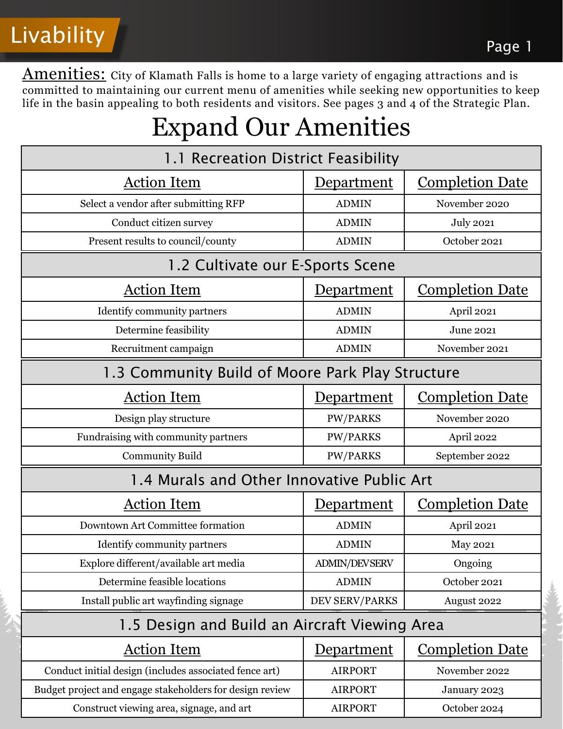# Livability

**Amenities:** City of Klamath Falls is home to a large variety of engaging attractions and is committed to maintaining our current menu of amenities while seeking new opportunities to keep life in the basin appealing to both residents and visitors. See pages 3 and 4 of the Strategic Plan.

## Expand Our Amenities

### 1.1 Recreation District Feasibility

| Action Item | Department | Completion Date |
|---|---|---|
| Select a vendor after submitting RFP | ADMIN | November 2020 |
| Conduct citizen survey | ADMIN | July 2021 |
| Present results to council/county | ADMIN | October 2021 |

### 1.2 Cultivate our E-Sports Scene

| Action Item | Department | Completion Date |
|---|---|---|
| Identify community partners | ADMIN | April 2021 |
| Determine feasibility | ADMIN | June 2021 |
| Recruitment campaign | ADMIN | November 2021 |

### 1.3 Community Build of Moore Park Play Structure

| Action Item | Department | Completion Date |
|---|---|---|
| Design play structure | PW/PARKS | November 2020 |
| Fundraising with community partners | PW/PARKS | April 2022 |
| Community Build | PW/PARKS | September 2022 |

### 1.4 Murals and Other Innovative Public Art

| Action Item | Department | Completion Date |
|---|---|---|
| Downtown Art Committee formation | ADMIN | April 2021 |
| Identify community partners | ADMIN | May 2021 |
| Explore different/available art media | ADMIN/DEVSERV | Ongoing |
| Determine feasible locations | ADMIN | October 2021 |
| Install public art wayfinding signage | DEV SERV/PARKS | August 2022 |

### 1.5 Design and Build an Aircraft Viewing Area

| Action Item | Department | Completion Date |
|---|---|---|
| Conduct initial design (includes associated fence art) | AIRPORT | November 2022 |
| Budget project and engage stakeholders for design review | AIRPORT | January 2023 |
| Construct viewing area, signage, and art | AIRPORT | October 2024 |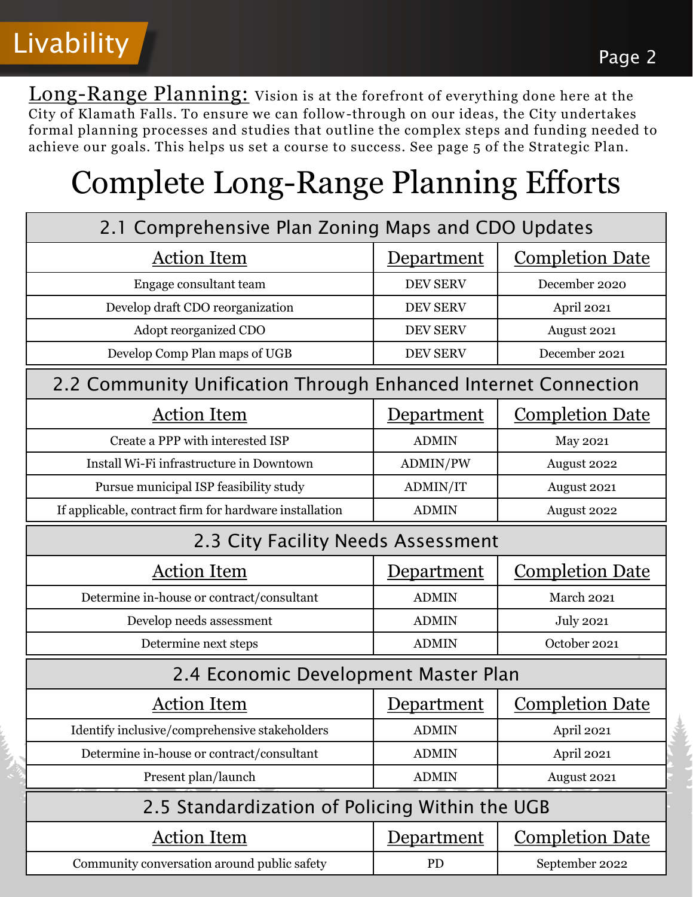Livability

**Long-Range Planning:** Vision is at the forefront of everything done here at the City of Klamath Falls. To ensure we can follow-through on our ideas, the City undertakes formal planning processes and studies that outline the complex steps and funding needed to achieve our goals. This helps us set a course to success. See page 5 of the Strategic Plan.

# Complete Long-Range Planning Efforts

## 2.1 Comprehensive Plan Zoning Maps and CDO Updates

| Action Item | Department | Completion Date |
|---|---|---|
| Engage consultant team | DEV SERV | December 2020 |
| Develop draft CDO reorganization | DEV SERV | April 2021 |
| Adopt reorganized CDO | DEV SERV | August 2021 |
| Develop Comp Plan maps of UGB | DEV SERV | December 2021 |

## 2.2 Community Unification Through Enhanced Internet Connection

| Action Item | Department | Completion Date |
|---|---|---|
| Create a PPP with interested ISP | ADMIN | May 2021 |
| Install Wi-Fi infrastructure in Downtown | ADMIN/PW | August 2022 |
| Pursue municipal ISP feasibility study | ADMIN/IT | August 2021 |
| If applicable, contract firm for hardware installation | ADMIN | August 2022 |

## 2.3 City Facility Needs Assessment

| Action Item | Department | Completion Date |
|---|---|---|
| Determine in-house or contract/consultant | ADMIN | March 2021 |
| Develop needs assessment | ADMIN | July 2021 |
| Determine next steps | ADMIN | October 2021 |

## 2.4 Economic Development Master Plan

| Action Item | Department | Completion Date |
|---|---|---|
| Identify inclusive/comprehensive stakeholders | ADMIN | April 2021 |
| Determine in-house or contract/consultant | ADMIN | April 2021 |
| Present plan/launch | ADMIN | August 2021 |

## 2.5 Standardization of Policing Within the UGB

| Action Item | Department | Completion Date |
|---|---|---|
| Community conversation around public safety | PD | September 2022 |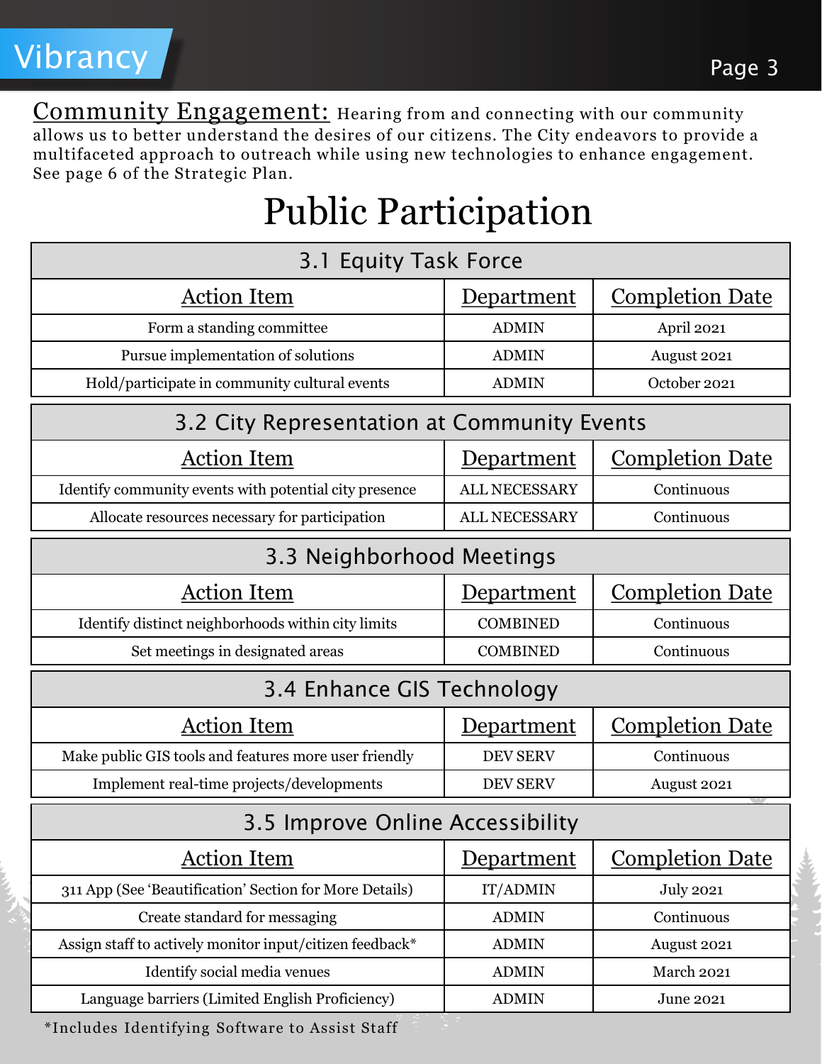# Vibrancy

**Community Engagement:** Hearing from and connecting with our community allows us to better understand the desires of our citizens. The City endeavors to provide a multifaceted approach to outreach while using new technologies to enhance engagement. See page 6 of the Strategic Plan.

## Public Participation

### 3.1 Equity Task Force

| Action Item | Department | Completion Date |
|---|---|---|
| Form a standing committee | ADMIN | April 2021 |
| Pursue implementation of solutions | ADMIN | August 2021 |
| Hold/participate in community cultural events | ADMIN | October 2021 |

### 3.2 City Representation at Community Events

| Action Item | Department | Completion Date |
|---|---|---|
| Identify community events with potential city presence | ALL NECESSARY | Continuous |
| Allocate resources necessary for participation | ALL NECESSARY | Continuous |

### 3.3 Neighborhood Meetings

| Action Item | Department | Completion Date |
|---|---|---|
| Identify distinct neighborhoods within city limits | COMBINED | Continuous |
| Set meetings in designated areas | COMBINED | Continuous |

### 3.4 Enhance GIS Technology

| Action Item | Department | Completion Date |
|---|---|---|
| Make public GIS tools and features more user friendly | DEV SERV | Continuous |
| Implement real-time projects/developments | DEV SERV | August 2021 |

### 3.5 Improve Online Accessibility

| Action Item | Department | Completion Date |
|---|---|---|
| 311 App (See 'Beautification' Section for More Details) | IT/ADMIN | July 2021 |
| Create standard for messaging | ADMIN | Continuous |
| Assign staff to actively monitor input/citizen feedback* | ADMIN | August 2021 |
| Identify social media venues | ADMIN | March 2021 |
| Language barriers (Limited English Proficiency) | ADMIN | June 2021 |

*Includes Identifying Software to Assist Staff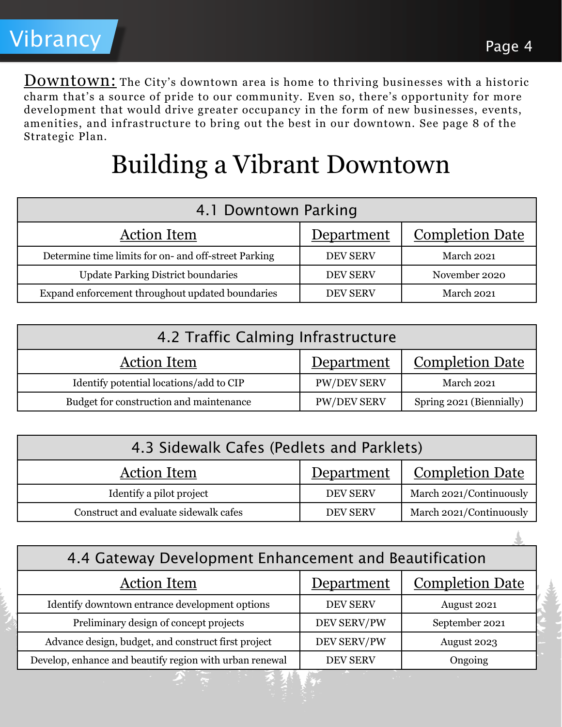# Vibrancy

**Downtown:** The City's downtown area is home to thriving businesses with a historic charm that's a source of pride to our community. Even so, there's opportunity for more development that would drive greater occupancy in the form of new businesses, events, amenities, and infrastructure to bring out the best in our downtown. See page 8 of the Strategic Plan.

## Building a Vibrant Downtown

| 4.1 Downtown Parking | | |
|---|---|---|
| Action Item | Department | Completion Date |
| Determine time limits for on- and off-street Parking | DEV SERV | March 2021 |
| Update Parking District boundaries | DEV SERV | November 2020 |
| Expand enforcement throughout updated boundaries | DEV SERV | March 2021 |

| 4.2 Traffic Calming Infrastructure | | |
|---|---|---|
| Action Item | Department | Completion Date |
| Identify potential locations/add to CIP | PW/DEV SERV | March 2021 |
| Budget for construction and maintenance | PW/DEV SERV | Spring 2021 (Biennially) |

| 4.3 Sidewalk Cafes (Pedlets and Parklets) | | |
|---|---|---|
| Action Item | Department | Completion Date |
| Identify a pilot project | DEV SERV | March 2021/Continuously |
| Construct and evaluate sidewalk cafes | DEV SERV | March 2021/Continuously |

| 4.4 Gateway Development Enhancement and Beautification | | |
|---|---|---|
| Action Item | Department | Completion Date |
| Identify downtown entrance development options | DEV SERV | August 2021 |
| Preliminary design of concept projects | DEV SERV/PW | September 2021 |
| Advance design, budget, and construct first project | DEV SERV/PW | August 2023 |
| Develop, enhance and beautify region with urban renewal | DEV SERV | Ongoing |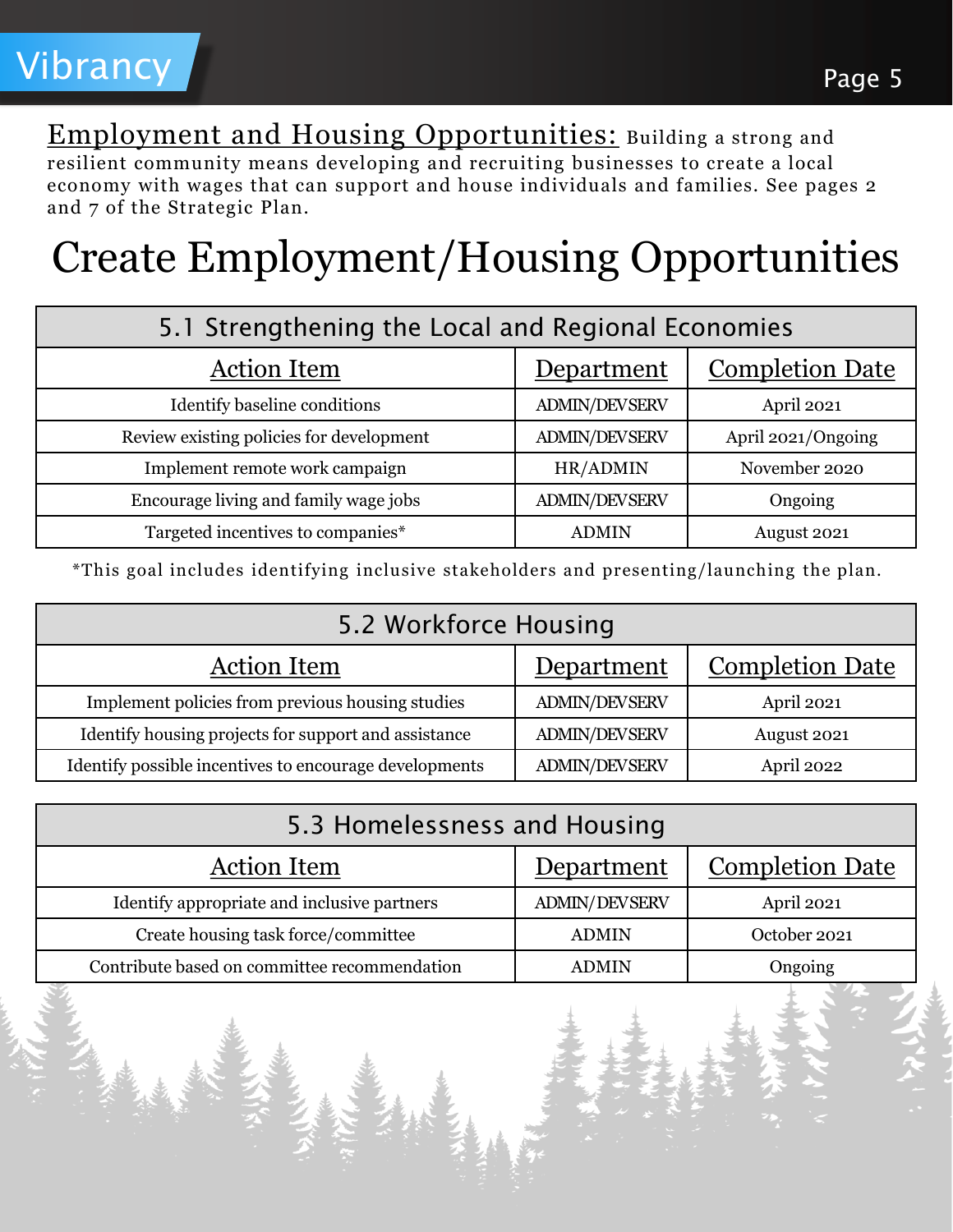Employment and Housing Opportunities: Building a strong and resilient community means developing and recruiting businesses to create a local economy with wages that can support and house individuals and families. See pages 2 and 7 of the Strategic Plan.

# Create Employment/Housing Opportunities

## 5.1 Strengthening the Local and Regional Economies

| Action Item | Department | Completion Date |
|---|---|---|
| Identify baseline conditions | ADMIN/DEVSERV | April 2021 |
| Review existing policies for development | ADMIN/DEVSERV | April 2021/Ongoing |
| Implement remote work campaign | HR/ADMIN | November 2020 |
| Encourage living and family wage jobs | ADMIN/DEVSERV | Ongoing |
| Targeted incentives to companies* | ADMIN | August 2021 |

*This goal includes identifying inclusive stakeholders and presenting/launching the plan.

## 5.2 Workforce Housing

| Action Item | Department | Completion Date |
|---|---|---|
| Implement policies from previous housing studies | ADMIN/DEVSERV | April 2021 |
| Identify housing projects for support and assistance | ADMIN/DEVSERV | August 2021 |
| Identify possible incentives to encourage developments | ADMIN/DEVSERV | April 2022 |

## 5.3 Homelessness and Housing

| Action Item | Department | Completion Date |
|---|---|---|
| Identify appropriate and inclusive partners | ADMIN/DEVSERV | April 2021 |
| Create housing task force/committee | ADMIN | October 2021 |
| Contribute based on committee recommendation | ADMIN | Ongoing |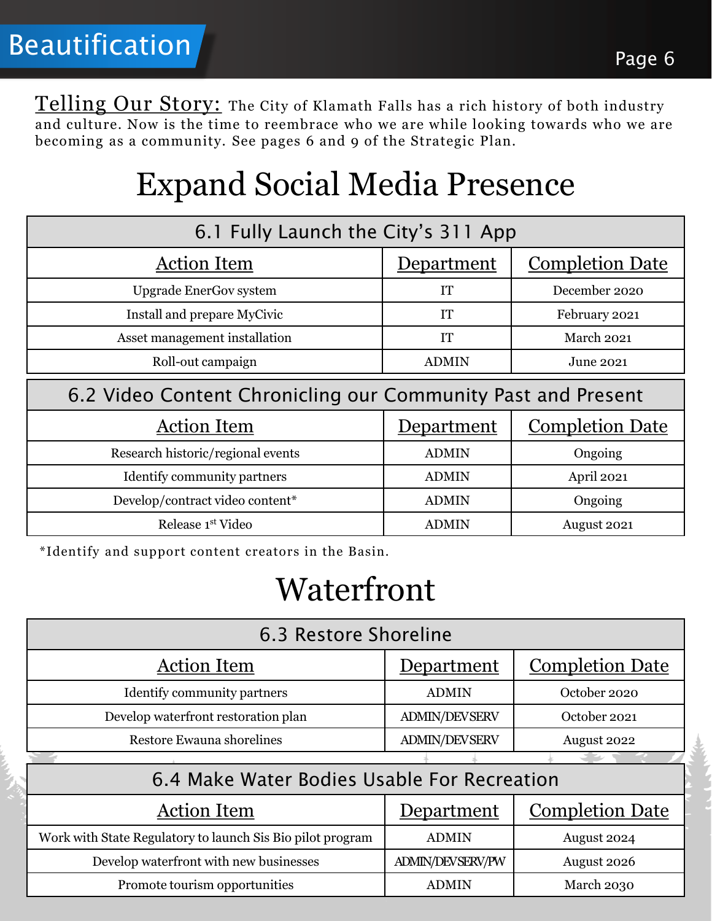# Beautification

**Telling Our Story:** The City of Klamath Falls has a rich history of both industry and culture. Now is the time to reembrace who we are while looking towards who we are becoming as a community. See pages 6 and 9 of the Strategic Plan.

## Expand Social Media Presence

| 6.1 Fully Launch the City's 311 App | | |
|---|---|---|
| Action Item | Department | Completion Date |
| Upgrade EnerGov system | IT | December 2020 |
| Install and prepare MyCivic | IT | February 2021 |
| Asset management installation | IT | March 2021 |
| Roll-out campaign | ADMIN | June 2021 |

| 6.2 Video Content Chronicling our Community Past and Present | | |
|---|---|---|
| Action Item | Department | Completion Date |
| Research historic/regional events | ADMIN | Ongoing |
| Identify community partners | ADMIN | April 2021 |
| Develop/contract video content* | ADMIN | Ongoing |
| Release 1st Video | ADMIN | August 2021 |

*Identify and support content creators in the Basin.

## Waterfront

| 6.3 Restore Shoreline | | |
|---|---|---|
| Action Item | Department | Completion Date |
| Identify community partners | ADMIN | October 2020 |
| Develop waterfront restoration plan | ADMIN/DEVSERV | October 2021 |
| Restore Ewauna shorelines | ADMIN/DEVSERV | August 2022 |

| 6.4 Make Water Bodies Usable For Recreation | | |
|---|---|---|
| Action Item | Department | Completion Date |
| Work with State Regulatory to launch Sis Bio pilot program | ADMIN | August 2024 |
| Develop waterfront with new businesses | ADMIN/DEVSERV/PW | August 2026 |
| Promote tourism opportunities | ADMIN | March 2030 |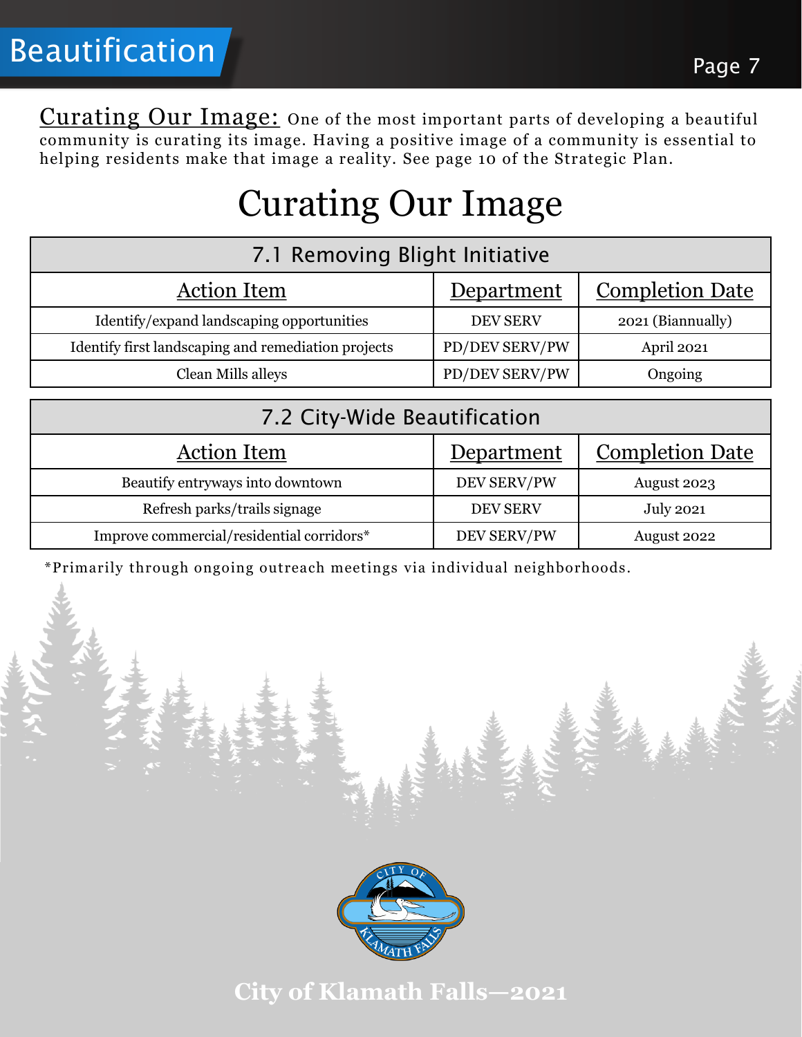# Beautification

**Curating Our Image:** One of the most important parts of developing a beautiful community is curating its image. Having a positive image of a community is essential to helping residents make that image a reality. See page 10 of the Strategic Plan.

## Curating Our Image

| 7.1 Removing Blight Initiative | | |
|---|---|---|
| Action Item | Department | Completion Date |
| Identify/expand landscaping opportunities | DEV SERV | 2021 (Biannually) |
| Identify first landscaping and remediation projects | PD/DEV SERV/PW | April 2021 |
| Clean Mills alleys | PD/DEV SERV/PW | Ongoing |

| 7.2 City-Wide Beautification | | |
|---|---|---|
| Action Item | Department | Completion Date |
| Beautify entryways into downtown | DEV SERV/PW | August 2023 |
| Refresh parks/trails signage | DEV SERV | July 2021 |
| Improve commercial/residential corridors* | DEV SERV/PW | August 2022 |

*Primarily through ongoing outreach meetings via individual neighborhoods.

City of Klamath Falls—2021